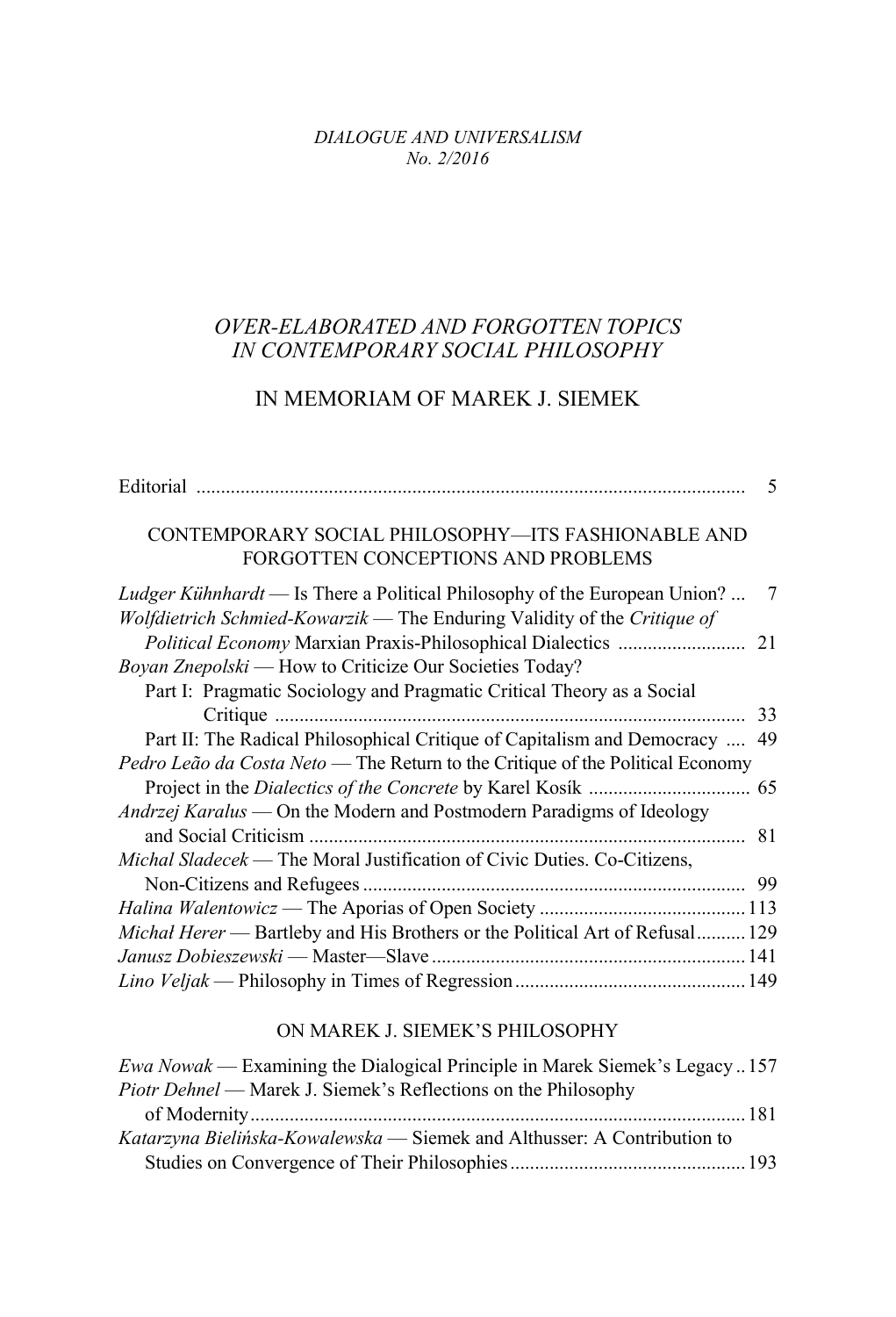*DIALOGUE AND UNIVERSALISM*
*No. 2/2016*

# *OVER-ELABORATED AND FORGOTTEN TOPICS IN CONTEMPORARY SOCIAL PHILOSOPHY*

# IN MEMORIAM OF MAREK J. SIEMEK

Editorial .................................................................................................................. 5

## CONTEMPORARY SOCIAL PHILOSOPHY—ITS FASHIONABLE AND FORGOTTEN CONCEPTIONS AND PROBLEMS

*Ludger Kühnhardt* — Is There a Political Philosophy of the European Union? ... 7

*Wolfdietrich Schmied-Kowarzik* — The Enduring Validity of the *Critique of Political Economy* Marxian Praxis-Philosophical Dialectics .......................... 21

*Boyan Znepolski* — How to Criticize Our Societies Today?
Part I: Pragmatic Sociology and Pragmatic Critical Theory as a Social Critique ................................................................................................ 33
Part II: The Radical Philosophical Critique of Capitalism and Democracy .... 49

*Pedro Leão da Costa Neto* — The Return to the Critique of the Political Economy Project in the *Dialectics of the Concrete* by Karel Kosík ................................. 65

*Andrzej Karalus* — On the Modern and Postmodern Paradigms of Ideology and Social Criticism ......................................................................................... 81

*Michal Sladecek* — The Moral Justification of Civic Duties. Co-Citizens, Non-Citizens and Refugees .............................................................................. 99

*Halina Walentowicz* — The Aporias of Open Society ......................................... 113

*Michał Herer* — Bartleby and His Brothers or the Political Art of Refusal .......... 129

*Janusz Dobieszewski* — Master—Slave ................................................................ 141

*Lino Veljak* — Philosophy in Times of Regression ............................................... 149

## ON MAREK J. SIEMEK'S PHILOSOPHY

*Ewa Nowak* — Examining the Dialogical Principle in Marek Siemek's Legacy .. 157

*Piotr Dehnel* — Marek J. Siemek's Reflections on the Philosophy of Modernity ..................................................................................................... 181

*Katarzyna Bielińska-Kowalewska* — Siemek and Althusser: A Contribution to Studies on Convergence of Their Philosophies ................................................ 193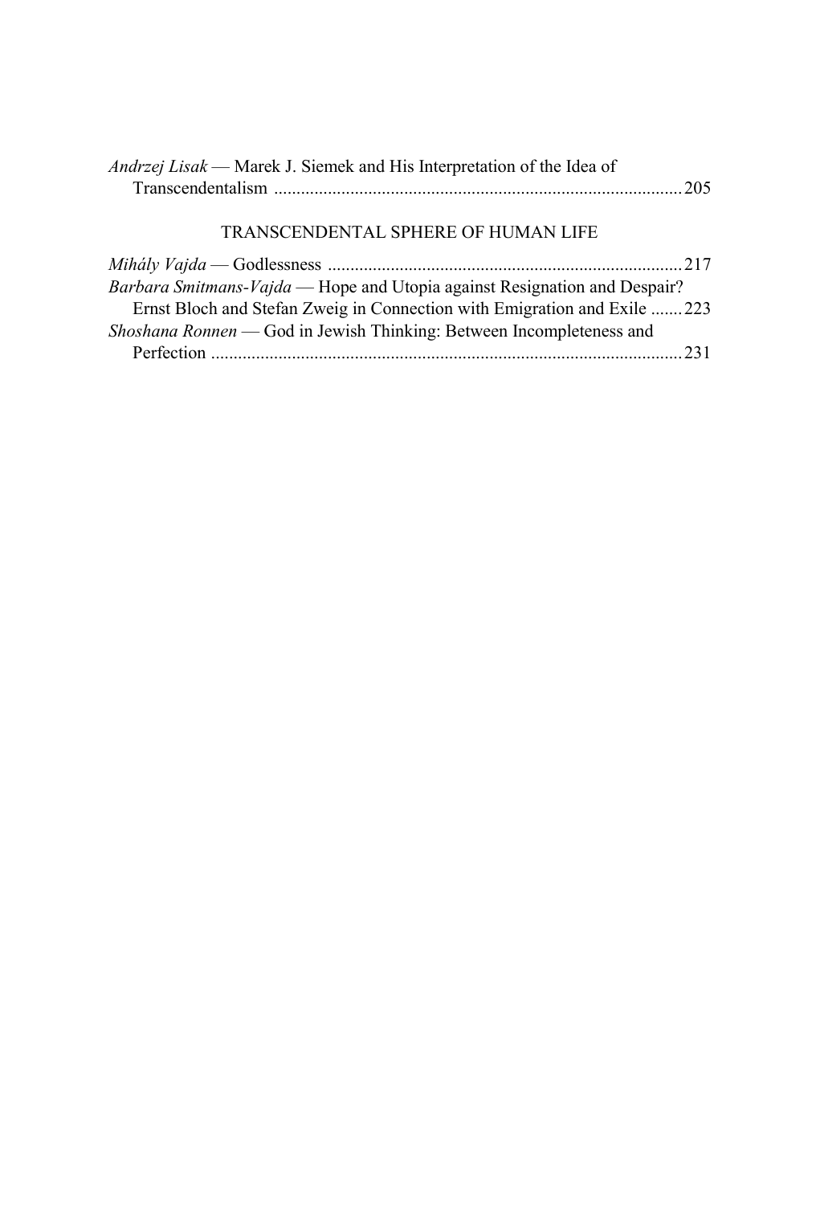*Andrzej Lisak* — Marek J. Siemek and His Interpretation of the Idea of Transcendentalism ... 205

## TRANSCENDENTAL SPHERE OF HUMAN LIFE

*Mihály Vajda* — Godlessness ... 217

*Barbara Smitmans-Vajda* — Hope and Utopia against Resignation and Despair? Ernst Bloch and Stefan Zweig in Connection with Emigration and Exile ... 223

*Shoshana Ronnen* — God in Jewish Thinking: Between Incompleteness and Perfection ... 231